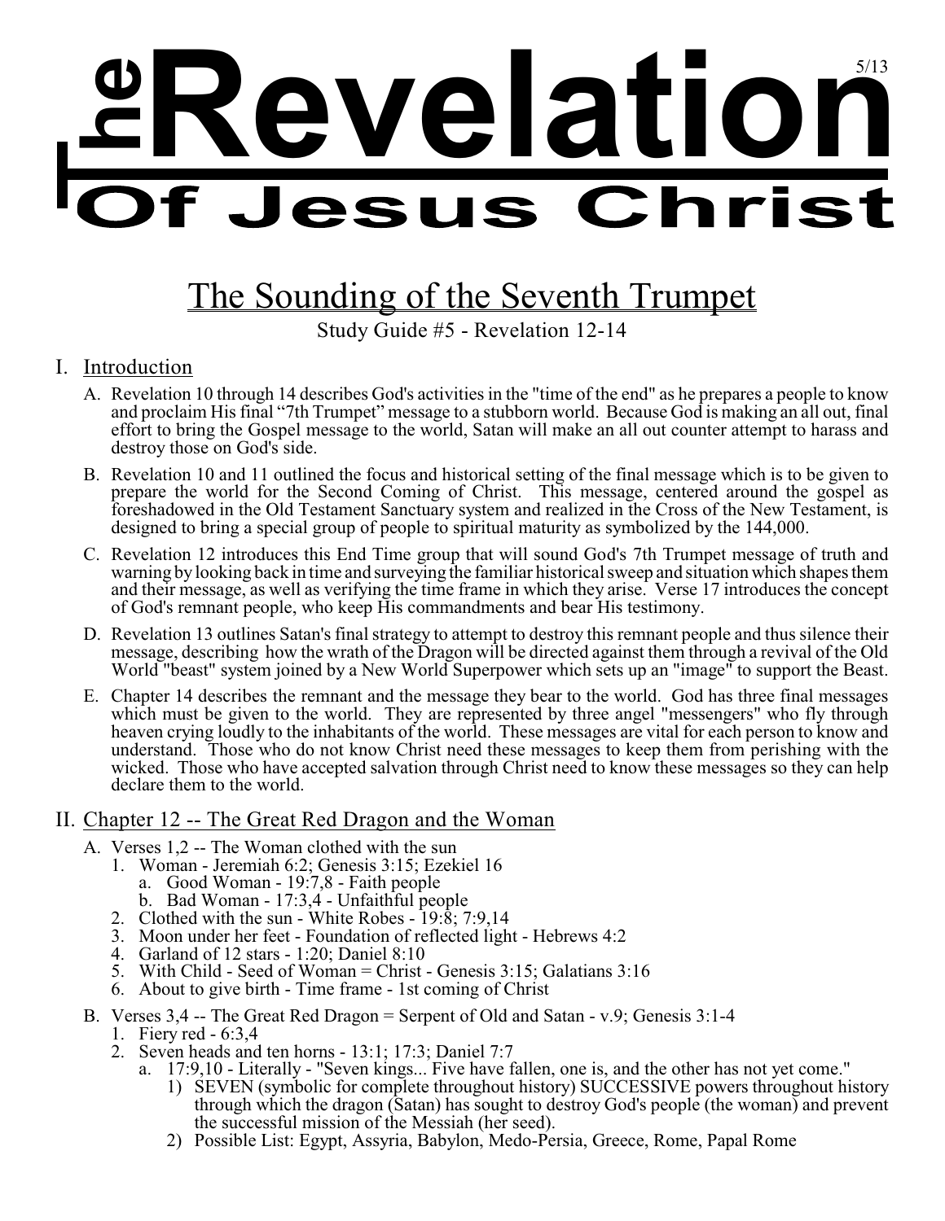# The Revelation Of Jesus Christ

## The Sounding of the Seventh Trumpet

Study Guide #5 - Revelation 12-14

### I. Introduction

A. Revelation 10 through 14 describes God's activities in the "time of the end" as he prepares a people to know and proclaim His final "7th Trumpet" message to a stubborn world. Because God is making an all out, final effort to bring the Gospel message to the world, Satan will make an all out counter attempt to harass and destroy those on God's side.

B. Revelation 10 and 11 outlined the focus and historical setting of the final message which is to be given to prepare the world for the Second Coming of Christ. This message, centered around the gospel as foreshadowed in the Old Testament Sanctuary system and realized in the Cross of the New Testament, is designed to bring a special group of people to spiritual maturity as symbolized by the 144,000.

C. Revelation 12 introduces this End Time group that will sound God's 7th Trumpet message of truth and warning by looking back in time and surveying the familiar historical sweep and situation which shapes them and their message, as well as verifying the time frame in which they arise. Verse 17 introduces the concept of God's remnant people, who keep His commandments and bear His testimony.

D. Revelation 13 outlines Satan's final strategy to attempt to destroy this remnant people and thus silence their message, describing how the wrath of the Dragon will be directed against them through a revival of the Old World "beast" system joined by a New World Superpower which sets up an "image" to support the Beast.

E. Chapter 14 describes the remnant and the message they bear to the world. God has three final messages which must be given to the world. They are represented by three angel "messengers" who fly through heaven crying loudly to the inhabitants of the world. These messages are vital for each person to know and understand. Those who do not know Christ need these messages to keep them from perishing with the wicked. Those who have accepted salvation through Christ need to know these messages so they can help declare them to the world.

### II. Chapter 12 -- The Great Red Dragon and the Woman

A. Verses 1,2 -- The Woman clothed with the sun
   1. Woman - Jeremiah 6:2; Genesis 3:15; Ezekiel 16
      a. Good Woman - 19:7,8 - Faith people
      b. Bad Woman - 17:3,4 - Unfaithful people
   2. Clothed with the sun - White Robes - 19:8; 7:9,14
   3. Moon under her feet - Foundation of reflected light - Hebrews 4:2
   4. Garland of 12 stars - 1:20; Daniel 8:10
   5. With Child - Seed of Woman = Christ - Genesis 3:15; Galatians 3:16
   6. About to give birth - Time frame - 1st coming of Christ

B. Verses 3,4 -- The Great Red Dragon = Serpent of Old and Satan - v.9; Genesis 3:1-4
   1. Fiery red - 6:3,4
   2. Seven heads and ten horns - 13:1; 17:3; Daniel 7:7
      a. 17:9,10 - Literally - "Seven kings... Five have fallen, one is, and the other has not yet come."
         1) SEVEN (symbolic for complete throughout history) SUCCESSIVE powers throughout history through which the dragon (Satan) has sought to destroy God's people (the woman) and prevent the successful mission of the Messiah (her seed).
         2) Possible List: Egypt, Assyria, Babylon, Medo-Persia, Greece, Rome, Papal Rome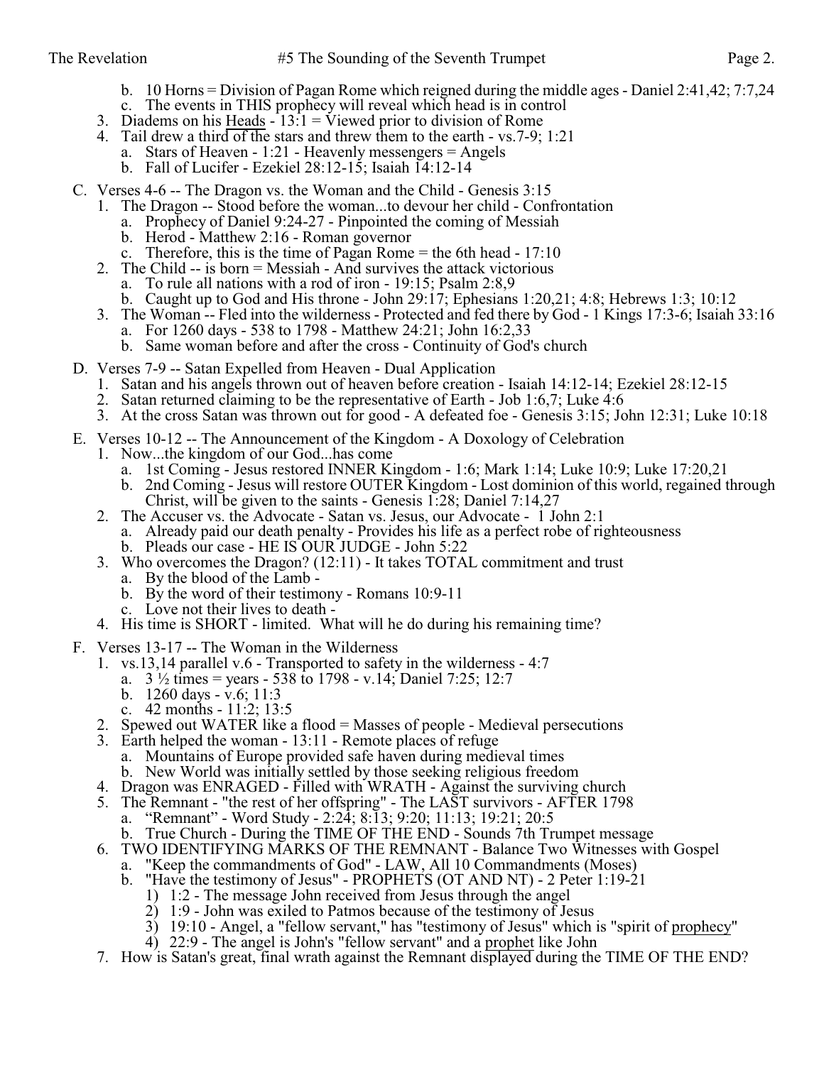b. 10 Horns = Division of Pagan Rome which reigned during the middle ages - Daniel 2:41,42; 7:7,24
   c. The events in THIS prophecy will reveal which head is in control
3. Diadems on his Heads - 13:1 = Viewed prior to division of Rome
4. Tail drew a third of the stars and threw them to the earth - vs.7-9; 1:21
   a. Stars of Heaven - 1:21 - Heavenly messengers = Angels
   b. Fall of Lucifer - Ezekiel 28:12-15; Isaiah 14:12-14

C. Verses 4-6 -- The Dragon vs. the Woman and the Child - Genesis 3:15
1. The Dragon -- Stood before the woman...to devour her child - Confrontation
   a. Prophecy of Daniel 9:24-27 - Pinpointed the coming of Messiah
   b. Herod - Matthew 2:16 - Roman governor
   c. Therefore, this is the time of Pagan Rome = the 6th head - 17:10
2. The Child -- is born = Messiah - And survives the attack victorious
   a. To rule all nations with a rod of iron - 19:15; Psalm 2:8,9
   b. Caught up to God and His throne - John 29:17; Ephesians 1:20,21; 4:8; Hebrews 1:3; 10:12
3. The Woman -- Fled into the wilderness - Protected and fed there by God - 1 Kings 17:3-6; Isaiah 33:16
   a. For 1260 days - 538 to 1798 - Matthew 24:21; John 16:2,33
   b. Same woman before and after the cross - Continuity of God's church

D. Verses 7-9 -- Satan Expelled from Heaven - Dual Application
1. Satan and his angels thrown out of heaven before creation - Isaiah 14:12-14; Ezekiel 28:12-15
2. Satan returned claiming to be the representative of Earth - Job 1:6,7; Luke 4:6
3. At the cross Satan was thrown out for good - A defeated foe - Genesis 3:15; John 12:31; Luke 10:18

E. Verses 10-12 -- The Announcement of the Kingdom - A Doxology of Celebration
1. Now...the kingdom of our God...has come
   a. 1st Coming - Jesus restored INNER Kingdom - 1:6; Mark 1:14; Luke 10:9; Luke 17:20,21
   b. 2nd Coming - Jesus will restore OUTER Kingdom - Lost dominion of this world, regained through Christ, will be given to the saints - Genesis 1:28; Daniel 7:14,27
2. The Accuser vs. the Advocate - Satan vs. Jesus, our Advocate - 1 John 2:1
   a. Already paid our death penalty - Provides his life as a perfect robe of righteousness
   b. Pleads our case - HE IS OUR JUDGE - John 5:22
3. Who overcomes the Dragon? (12:11) - It takes TOTAL commitment and trust
   a. By the blood of the Lamb -
   b. By the word of their testimony - Romans 10:9-11
   c. Love not their lives to death -
4. His time is SHORT - limited. What will he do during his remaining time?

F. Verses 13-17 -- The Woman in the Wilderness
1. vs.13,14 parallel v.6 - Transported to safety in the wilderness - 4:7
   a. 3 ½ times = years - 538 to 1798 - v.14; Daniel 7:25; 12:7
   b. 1260 days - v.6; 11:3
   c. 42 months - 11:2; 13:5
2. Spewed out WATER like a flood = Masses of people - Medieval persecutions
3. Earth helped the woman - 13:11 - Remote places of refuge
   a. Mountains of Europe provided safe haven during medieval times
   b. New World was initially settled by those seeking religious freedom
4. Dragon was ENRAGED - Filled with WRATH - Against the surviving church
5. The Remnant - "the rest of her offspring" - The LAST survivors - AFTER 1798
   a. "Remnant" - Word Study - 2:24; 8:13; 9:20; 11:13; 19:21; 20:5
   b. True Church - During the TIME OF THE END - Sounds 7th Trumpet message
6. TWO IDENTIFYING MARKS OF THE REMNANT - Balance Two Witnesses with Gospel
   a. "Keep the commandments of God" - LAW, All 10 Commandments (Moses)
   b. "Have the testimony of Jesus" - PROPHETS (OT AND NT) - 2 Peter 1:19-21
      1) 1:2 - The message John received from Jesus through the angel
      2) 1:9 - John was exiled to Patmos because of the testimony of Jesus
      3) 19:10 - Angel, a "fellow servant," has "testimony of Jesus" which is "spirit of prophecy"
      4) 22:9 - The angel is John's "fellow servant" and a prophet like John
7. How is Satan's great, final wrath against the Remnant displayed during the TIME OF THE END?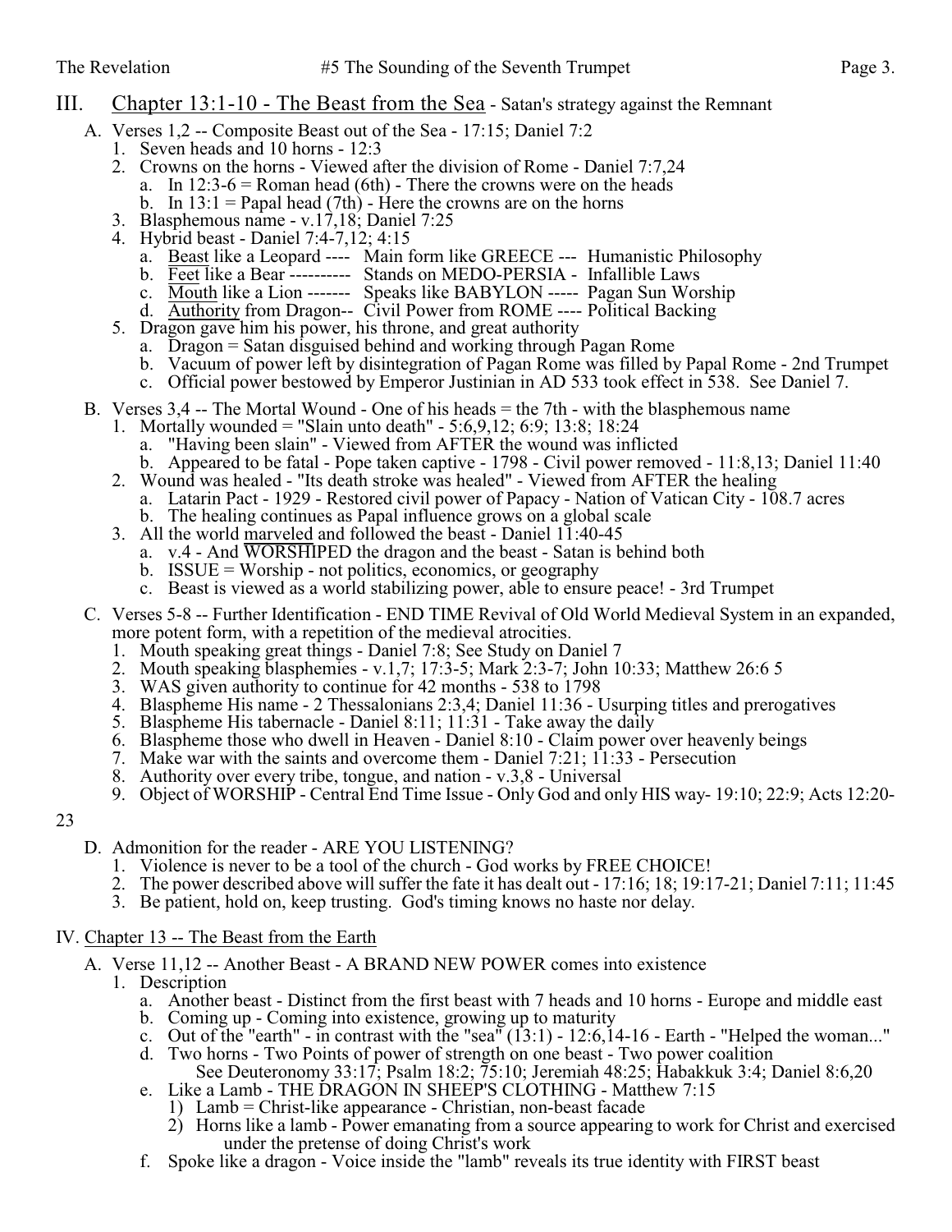## III. Chapter 13:1-10 - The Beast from the Sea - Satan's strategy against the Remnant

- A. Verses 1,2 -- Composite Beast out of the Sea - 17:15; Daniel 7:2
  1. Seven heads and 10 horns - 12:3
  2. Crowns on the horns - Viewed after the division of Rome - Daniel 7:7,24
     - a. In 12:3-6 = Roman head (6th) - There the crowns were on the heads
     - b. In 13:1 = Papal head (7th) - Here the crowns are on the horns
  3. Blasphemous name - v.17,18; Daniel 7:25
  4. Hybrid beast - Daniel 7:4-7,12; 4:15
     - a. Beast like a Leopard ---- Main form like GREECE --- Humanistic Philosophy
     - b. Feet like a Bear ---------- Stands on MEDO-PERSIA - Infallible Laws
     - c. Mouth like a Lion ------- Speaks like BABYLON ----- Pagan Sun Worship
     - d. Authority from Dragon-- Civil Power from ROME ---- Political Backing
  5. Dragon gave him his power, his throne, and great authority
     - a. Dragon = Satan disguised behind and working through Pagan Rome
     - b. Vacuum of power left by disintegration of Pagan Rome was filled by Papal Rome - 2nd Trumpet
     - c. Official power bestowed by Emperor Justinian in AD 533 took effect in 538. See Daniel 7.
- B. Verses 3,4 -- The Mortal Wound - One of his heads = the 7th - with the blasphemous name
  1. Mortally wounded = "Slain unto death" - 5:6,9,12; 6:9; 13:8; 18:24
     - a. "Having been slain" - Viewed from AFTER the wound was inflicted
     - b. Appeared to be fatal - Pope taken captive - 1798 - Civil power removed - 11:8,13; Daniel 11:40
  2. Wound was healed - "Its death stroke was healed" - Viewed from AFTER the healing
     - a. Latarin Pact - 1929 - Restored civil power of Papacy - Nation of Vatican City - 108.7 acres
     - b. The healing continues as Papal influence grows on a global scale
  3. All the world marveled and followed the beast - Daniel 11:40-45
     - a. v.4 - And WORSHIPED the dragon and the beast - Satan is behind both
     - b. ISSUE = Worship - not politics, economics, or geography
     - c. Beast is viewed as a world stabilizing power, able to ensure peace! - 3rd Trumpet
- C. Verses 5-8 -- Further Identification - END TIME Revival of Old World Medieval System in an expanded, more potent form, with a repetition of the medieval atrocities.
  1. Mouth speaking great things - Daniel 7:8; See Study on Daniel 7
  2. Mouth speaking blasphemies - v.1,7; 17:3-5; Mark 2:3-7; John 10:33; Matthew 26:6 5
  3. WAS given authority to continue for 42 months - 538 to 1798
  4. Blaspheme His name - 2 Thessalonians 2:3,4; Daniel 11:36 - Usurping titles and prerogatives
  5. Blaspheme His tabernacle - Daniel 8:11; 11:31 - Take away the daily
  6. Blaspheme those who dwell in Heaven - Daniel 8:10 - Claim power over heavenly beings
  7. Make war with the saints and overcome them - Daniel 7:21; 11:33 - Persecution
  8. Authority over every tribe, tongue, and nation - v.3,8 - Universal
  9. Object of WORSHIP - Central End Time Issue - Only God and only HIS way- 19:10; 22:9; Acts 12:20-23
- D. Admonition for the reader - ARE YOU LISTENING?
  1. Violence is never to be a tool of the church - God works by FREE CHOICE!
  2. The power described above will suffer the fate it has dealt out - 17:16; 18; 19:17-21; Daniel 7:11; 11:45
  3. Be patient, hold on, keep trusting. God's timing knows no haste nor delay.

## IV. Chapter 13 -- The Beast from the Earth

- A. Verse 11,12 -- Another Beast - A BRAND NEW POWER comes into existence
  1. Description
     - a. Another beast - Distinct from the first beast with 7 heads and 10 horns - Europe and middle east
     - b. Coming up - Coming into existence, growing up to maturity
     - c. Out of the "earth" - in contrast with the "sea" (13:1) - 12:6,14-16 - Earth - "Helped the woman..."
     - d. Two horns - Two Points of power of strength on one beast - Two power coalition
       See Deuteronomy 33:17; Psalm 18:2; 75:10; Jeremiah 48:25; Habakkuk 3:4; Daniel 8:6,20
     - e. Like a Lamb - THE DRAGON IN SHEEP'S CLOTHING - Matthew 7:15
       1) Lamb = Christ-like appearance - Christian, non-beast facade
       2) Horns like a lamb - Power emanating from a source appearing to work for Christ and exercised under the pretense of doing Christ's work
     - f. Spoke like a dragon - Voice inside the "lamb" reveals its true identity with FIRST beast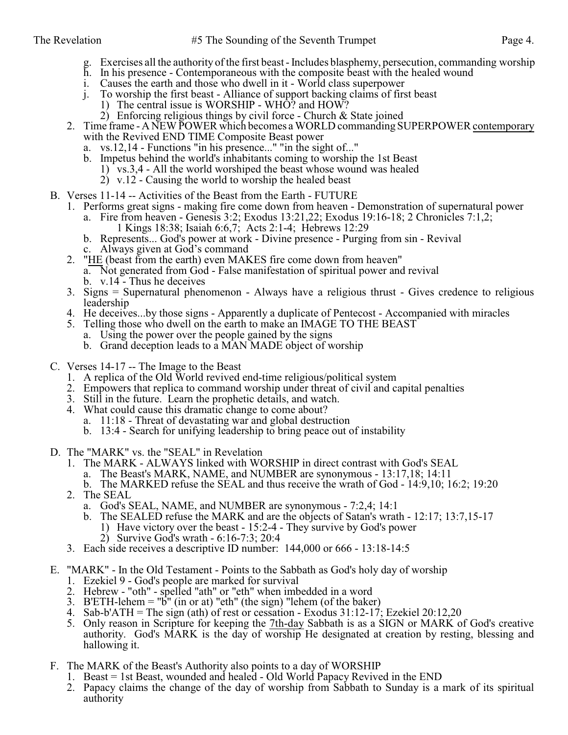g. Exercises all the authority of the first beast - Includes blasphemy, persecution, commanding worship
h. In his presence - Contemporaneous with the composite beast with the healed wound
i. Causes the earth and those who dwell in it - World class superpower
j. To worship the first beast - Alliance of support backing claims of first beast
   1) The central issue is WORSHIP - WHO? and HOW?
   2) Enforcing religious things by civil force - Church & State joined

2. Time frame - A NEW POWER which becomes a WORLD commanding SUPERPOWER <u>contemporary</u> with the Revived END TIME Composite Beast power
   a. vs.12,14 - Functions "in his presence..." "in the sight of..."
   b. Impetus behind the world's inhabitants coming to worship the 1st Beast
      1) vs.3,4 - All the world worshiped the beast whose wound was healed
      2) v.12 - Causing the world to worship the healed beast

B. Verses 11-14 -- Activities of the Beast from the Earth - FUTURE
   1. Performs great signs - making fire come down from heaven - Demonstration of supernatural power
      a. Fire from heaven - Genesis 3:2; Exodus 13:21,22; Exodus 19:16-18; 2 Chronicles 7:1,2; 1 Kings 18:38; Isaiah 6:6,7; Acts 2:1-4; Hebrews 12:29
      b. Represents... God's power at work - Divine presence - Purging from sin - Revival
      c. Always given at God's command
   2. "<u>HE</u> (beast from the earth) even MAKES fire come down from heaven"
      a. Not generated from God - False manifestation of spiritual power and revival
      b. v.14 - Thus he deceives
   3. Signs = Supernatural phenomenon - Always have a religious thrust - Gives credence to religious leadership
   4. He deceives...by those signs - Apparently a duplicate of Pentecost - Accompanied with miracles
   5. Telling those who dwell on the earth to make an IMAGE TO THE BEAST
      a. Using the power over the people gained by the signs
      b. Grand deception leads to a MAN MADE object of worship

C. Verses 14-17 -- The Image to the Beast
   1. A replica of the Old World revived end-time religious/political system
   2. Empowers that replica to command worship under threat of civil and capital penalties
   3. Still in the future. Learn the prophetic details, and watch.
   4. What could cause this dramatic change to come about?
      a. 11:18 - Threat of devastating war and global destruction
      b. 13:4 - Search for unifying leadership to bring peace out of instability

D. The "MARK" vs. the "SEAL" in Revelation
   1. The MARK - ALWAYS linked with WORSHIP in direct contrast with God's SEAL
      a. The Beast's MARK, NAME, and NUMBER are synonymous - 13:17,18; 14:11
      b. The MARKED refuse the SEAL and thus receive the wrath of God - 14:9,10; 16:2; 19:20
   2. The SEAL
      a. God's SEAL, NAME, and NUMBER are synonymous - 7:2,4; 14:1
      b. The SEALED refuse the MARK and are the objects of Satan's wrath - 12:17; 13:7,15-17
         1) Have victory over the beast - 15:2-4 - They survive by God's power
         2) Survive God's wrath - 6:16-7:3; 20:4
   3. Each side receives a descriptive ID number: 144,000 or 666 - 13:18-14:5

E. "MARK" - In the Old Testament - Points to the Sabbath as God's holy day of worship
   1. Ezekiel 9 - God's people are marked for survival
   2. Hebrew - "oth" - spelled "ath" or "eth" when imbedded in a word
   3. B'ETH-lehem = "b" (in or at) "eth" (the sign) "lehem (of the baker)
   4. Sab-b'ATH = The sign (ath) of rest or cessation - Exodus 31:12-17; Ezekiel 20:12,20
   5. Only reason in Scripture for keeping the <u>7th-day</u> Sabbath is as a SIGN or MARK of God's creative authority. God's MARK is the day of worship He designated at creation by resting, blessing and hallowing it.

F. The MARK of the Beast's Authority also points to a day of WORSHIP
   1. Beast = 1st Beast, wounded and healed - Old World Papacy Revived in the END
   2. Papacy claims the change of the day of worship from Sabbath to Sunday is a mark of its spiritual authority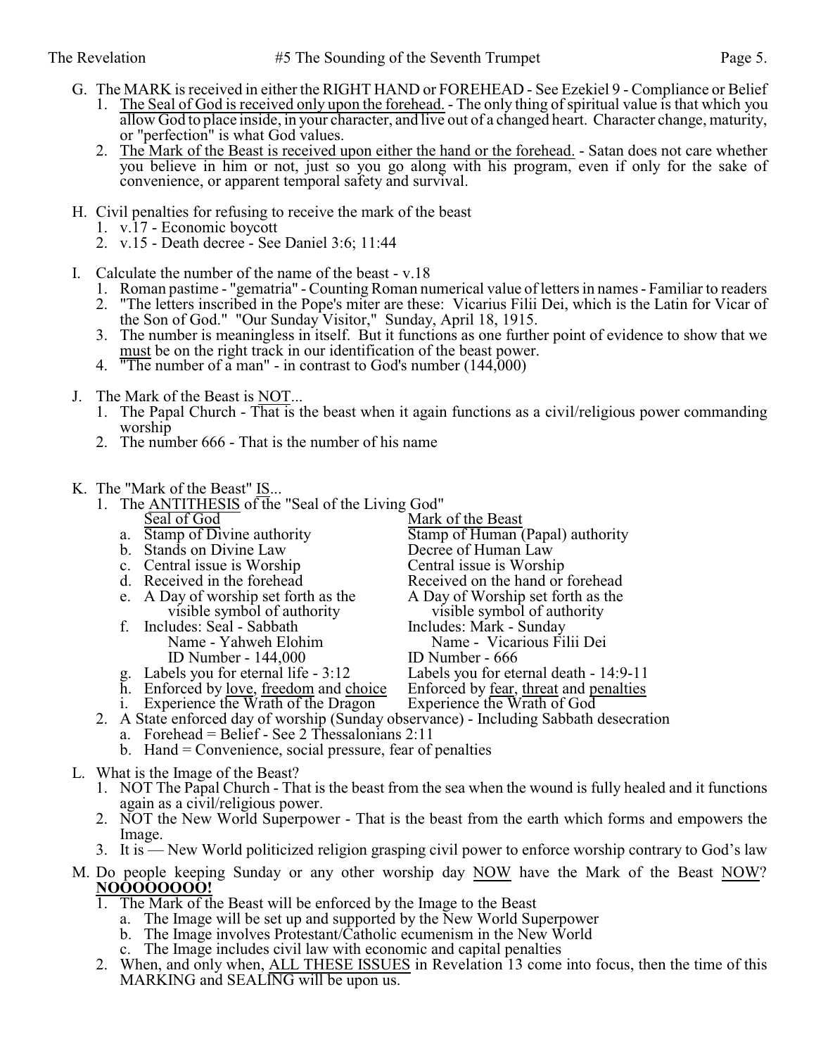G. The MARK is received in either the RIGHT HAND or FOREHEAD - See Ezekiel 9 - Compliance or Belief
   1. <u>The Seal of God is received only upon the forehead.</u> - The only thing of spiritual value is that which you allow God to place inside, in your character, and live out of a changed heart. Character change, maturity, or "perfection" is what God values.
   2. <u>The Mark of the Beast is received upon either the hand or the forehead.</u> - Satan does not care whether you believe in him or not, just so you go along with his program, even if only for the sake of convenience, or apparent temporal safety and survival.

H. Civil penalties for refusing to receive the mark of the beast
   1. v.17 - Economic boycott
   2. v.15 - Death decree - See Daniel 3:6; 11:44

I. Calculate the number of the name of the beast - v.18
   1. Roman pastime - "gematria" - Counting Roman numerical value of letters in names - Familiar to readers
   2. "The letters inscribed in the Pope's miter are these: Vicarius Filii Dei, which is the Latin for Vicar of the Son of God." "Our Sunday Visitor," Sunday, April 18, 1915.
   3. The number is meaningless in itself. But it functions as one further point of evidence to show that we <u>must</u> be on the right track in our identification of the beast power.
   4. "The number of a man" - in contrast to God's number (144,000)

J. The Mark of the Beast is <u>NOT</u>...
   1. The Papal Church - That is the beast when it again functions as a civil/religious power commanding worship
   2. The number 666 - That is the number of his name

K. The "Mark of the Beast" <u>IS</u>...
   1. The <u>ANTITHESIS</u> of the "Seal of the Living God"

| | <u>Seal of God</u> | <u>Mark of the Beast</u> |
|---|---|---|
| a. | Stamp of Divine authority | Stamp of Human (Papal) authority |
| b. | Stands on Divine Law | Decree of Human Law |
| c. | Central issue is Worship | Central issue is Worship |
| d. | Received in the forehead | Received on the hand or forehead |
| e. | A Day of worship set forth as the visible symbol of authority | A Day of Worship set forth as the visible symbol of authority |
| f. | Includes: Seal - Sabbath<br>Name - Yahweh Elohim<br>ID Number - 144,000 | Includes: Mark - Sunday<br>Name - Vicarious Filii Dei<br>ID Number - 666 |
| g. | Labels you for eternal life - 3:12 | Labels you for eternal death - 14:9-11 |
| h. | Enforced by <u>love</u>, <u>freedom</u> and <u>choice</u> | Enforced by <u>fear</u>, <u>threat</u> and <u>penalties</u> |
| i. | Experience the Wrath of the Dragon | Experience the Wrath of God |

   2. A State enforced day of worship (Sunday observance) - Including Sabbath desecration
      a. Forehead = Belief - See 2 Thessalonians 2:11
      b. Hand = Convenience, social pressure, fear of penalties

L. What is the Image of the Beast?
   1. NOT The Papal Church - That is the beast from the sea when the wound is fully healed and it functions again as a civil/religious power.
   2. NOT the New World Superpower - That is the beast from the earth which forms and empowers the Image.
   3. It is — New World politicized religion grasping civil power to enforce worship contrary to God's law

M. Do people keeping Sunday or any other worship day <u>NOW</u> have the Mark of the Beast <u>NOW</u>? **<u>NOOOOOOOO!</u>**
   1. The Mark of the Beast will be enforced by the Image to the Beast
      a. The Image will be set up and supported by the New World Superpower
      b. The Image involves Protestant/Catholic ecumenism in the New World
      c. The Image includes civil law with economic and capital penalties
   2. When, and only when, <u>ALL THESE ISSUES</u> in Revelation 13 come into focus, then the time of this MARKING and SEALING will be upon us.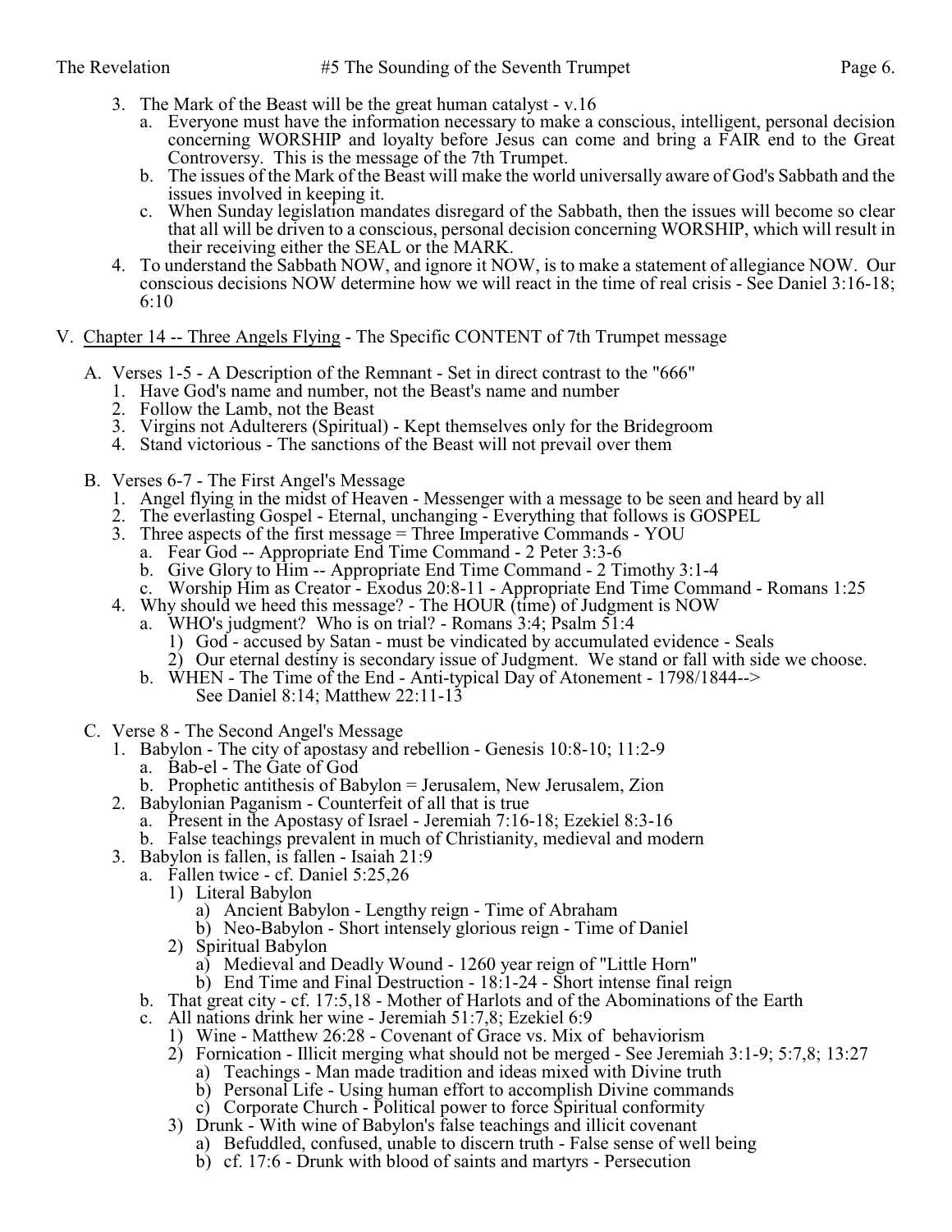3. The Mark of the Beast will be the great human catalyst - v.16
   a. Everyone must have the information necessary to make a conscious, intelligent, personal decision concerning WORSHIP and loyalty before Jesus can come and bring a FAIR end to the Great Controversy. This is the message of the 7th Trumpet.
   b. The issues of the Mark of the Beast will make the world universally aware of God's Sabbath and the issues involved in keeping it.
   c. When Sunday legislation mandates disregard of the Sabbath, then the issues will become so clear that all will be driven to a conscious, personal decision concerning WORSHIP, which will result in their receiving either the SEAL or the MARK.
4. To understand the Sabbath NOW, and ignore it NOW, is to make a statement of allegiance NOW. Our conscious decisions NOW determine how we will react in the time of real crisis - See Daniel 3:16-18; 6:10

V. <u>Chapter 14 -- Three Angels Flying</u> - The Specific CONTENT of 7th Trumpet message

A. Verses 1-5 - A Description of the Remnant - Set in direct contrast to the "666"
   1. Have God's name and number, not the Beast's name and number
   2. Follow the Lamb, not the Beast
   3. Virgins not Adulterers (Spiritual) - Kept themselves only for the Bridegroom
   4. Stand victorious - The sanctions of the Beast will not prevail over them

B. Verses 6-7 - The First Angel's Message
   1. Angel flying in the midst of Heaven - Messenger with a message to be seen and heard by all
   2. The everlasting Gospel - Eternal, unchanging - Everything that follows is GOSPEL
   3. Three aspects of the first message = Three Imperative Commands - YOU
      a. Fear God -- Appropriate End Time Command - 2 Peter 3:3-6
      b. Give Glory to Him -- Appropriate End Time Command - 2 Timothy 3:1-4
      c. Worship Him as Creator - Exodus 20:8-11 - Appropriate End Time Command - Romans 1:25
   4. Why should we heed this message? - The HOUR (time) of Judgment is NOW
      a. WHO's judgment? Who is on trial? - Romans 3:4; Psalm 51:4
         1) God - accused by Satan - must be vindicated by accumulated evidence - Seals
         2) Our eternal destiny is secondary issue of Judgment. We stand or fall with side we choose.
      b. WHEN - The Time of the End - Anti-typical Day of Atonement - 1798/1844-->
         See Daniel 8:14; Matthew 22:11-13

C. Verse 8 - The Second Angel's Message
   1. Babylon - The city of apostasy and rebellion - Genesis 10:8-10; 11:2-9
      a. Bab-el - The Gate of God
      b. Prophetic antithesis of Babylon = Jerusalem, New Jerusalem, Zion
   2. Babylonian Paganism - Counterfeit of all that is true
      a. Present in the Apostasy of Israel - Jeremiah 7:16-18; Ezekiel 8:3-16
      b. False teachings prevalent in much of Christianity, medieval and modern
   3. Babylon is fallen, is fallen - Isaiah 21:9
      a. Fallen twice - cf. Daniel 5:25,26
         1) Literal Babylon
            a) Ancient Babylon - Lengthy reign - Time of Abraham
            b) Neo-Babylon - Short intensely glorious reign - Time of Daniel
         2) Spiritual Babylon
            a) Medieval and Deadly Wound - 1260 year reign of "Little Horn"
            b) End Time and Final Destruction - 18:1-24 - Short intense final reign
      b. That great city - cf. 17:5,18 - Mother of Harlots and of the Abominations of the Earth
      c. All nations drink her wine - Jeremiah 51:7,8; Ezekiel 6:9
         1) Wine - Matthew 26:28 - Covenant of Grace vs. Mix of behaviorism
         2) Fornication - Illicit merging what should not be merged - See Jeremiah 3:1-9; 5:7,8; 13:27
            a) Teachings - Man made tradition and ideas mixed with Divine truth
            b) Personal Life - Using human effort to accomplish Divine commands
            c) Corporate Church - Political power to force Spiritual conformity
         3) Drunk - With wine of Babylon's false teachings and illicit covenant
            a) Befuddled, confused, unable to discern truth - False sense of well being
            b) cf. 17:6 - Drunk with blood of saints and martyrs - Persecution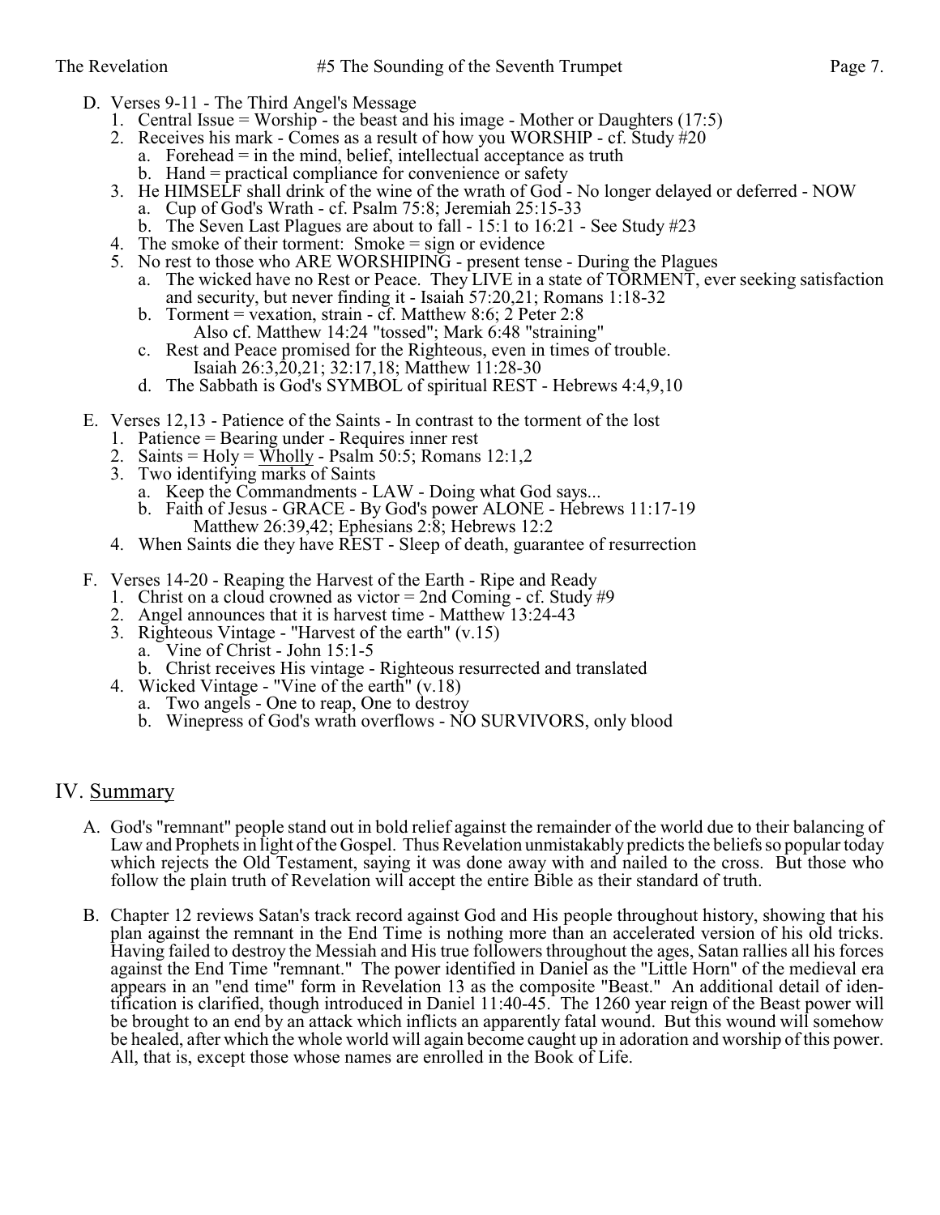D. Verses 9-11 - The Third Angel's Message
   1. Central Issue = Worship - the beast and his image - Mother or Daughters (17:5)
   2. Receives his mark - Comes as a result of how you WORSHIP - cf. Study #20
      a. Forehead = in the mind, belief, intellectual acceptance as truth
      b. Hand = practical compliance for convenience or safety
   3. He HIMSELF shall drink of the wine of the wrath of God - No longer delayed or deferred - NOW
      a. Cup of God's Wrath - cf. Psalm 75:8; Jeremiah 25:15-33
      b. The Seven Last Plagues are about to fall - 15:1 to 16:21 - See Study #23
   4. The smoke of their torment: Smoke = sign or evidence
   5. No rest to those who ARE WORSHIPING - present tense - During the Plagues
      a. The wicked have no Rest or Peace. They LIVE in a state of TORMENT, ever seeking satisfaction and security, but never finding it - Isaiah 57:20,21; Romans 1:18-32
      b. Torment = vexation, strain - cf. Matthew 8:6; 2 Peter 2:8
         Also cf. Matthew 14:24 "tossed"; Mark 6:48 "straining"
      c. Rest and Peace promised for the Righteous, even in times of trouble.
         Isaiah 26:3,20,21; 32:17,18; Matthew 11:28-30
      d. The Sabbath is God's SYMBOL of spiritual REST - Hebrews 4:4,9,10

E. Verses 12,13 - Patience of the Saints - In contrast to the torment of the lost
   1. Patience = Bearing under - Requires inner rest
   2. Saints = Holy = <u>Wholly</u> - Psalm 50:5; Romans 12:1,2
   3. Two identifying marks of Saints
      a. Keep the Commandments - LAW - Doing what God says...
      b. Faith of Jesus - GRACE - By God's power ALONE - Hebrews 11:17-19
         Matthew 26:39,42; Ephesians 2:8; Hebrews 12:2
   4. When Saints die they have REST - Sleep of death, guarantee of resurrection

F. Verses 14-20 - Reaping the Harvest of the Earth - Ripe and Ready
   1. Christ on a cloud crowned as victor = 2nd Coming - cf. Study #9
   2. Angel announces that it is harvest time - Matthew 13:24-43
   3. Righteous Vintage - "Harvest of the earth" (v.15)
      a. Vine of Christ - John 15:1-5
      b. Christ receives His vintage - Righteous resurrected and translated
   4. Wicked Vintage - "Vine of the earth" (v.18)
      a. Two angels - One to reap, One to destroy
      b. Winepress of God's wrath overflows - NO SURVIVORS, only blood

## IV. <u>Summary</u>

A. God's "remnant" people stand out in bold relief against the remainder of the world due to their balancing of Law and Prophets in light of the Gospel. Thus Revelation unmistakably predicts the beliefs so popular today which rejects the Old Testament, saying it was done away with and nailed to the cross. But those who follow the plain truth of Revelation will accept the entire Bible as their standard of truth.

B. Chapter 12 reviews Satan's track record against God and His people throughout history, showing that his plan against the remnant in the End Time is nothing more than an accelerated version of his old tricks. Having failed to destroy the Messiah and His true followers throughout the ages, Satan rallies all his forces against the End Time "remnant." The power identified in Daniel as the "Little Horn" of the medieval era appears in an "end time" form in Revelation 13 as the composite "Beast." An additional detail of identification is clarified, though introduced in Daniel 11:40-45. The 1260 year reign of the Beast power will be brought to an end by an attack which inflicts an apparently fatal wound. But this wound will somehow be healed, after which the whole world will again become caught up in adoration and worship of this power. All, that is, except those whose names are enrolled in the Book of Life.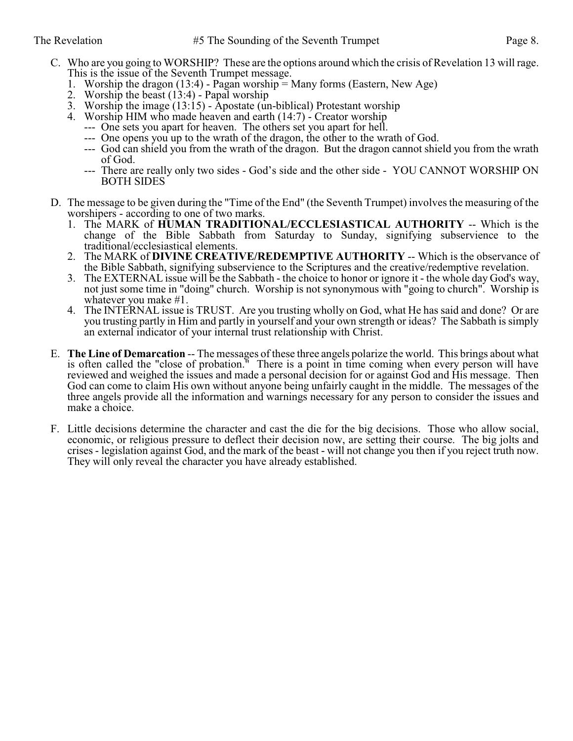C. Who are you going to WORSHIP? These are the options around which the crisis of Revelation 13 will rage. This is the issue of the Seventh Trumpet message.
   1. Worship the dragon (13:4) - Pagan worship = Many forms (Eastern, New Age)
   2. Worship the beast (13:4) - Papal worship
   3. Worship the image (13:15) - Apostate (un-biblical) Protestant worship
   4. Worship HIM who made heaven and earth (14:7) - Creator worship
      --- One sets you apart for heaven. The others set you apart for hell.
      --- One opens you up to the wrath of the dragon, the other to the wrath of God.
      --- God can shield you from the wrath of the dragon. But the dragon cannot shield you from the wrath of God.
      --- There are really only two sides - God's side and the other side - YOU CANNOT WORSHIP ON BOTH SIDES

D. The message to be given during the "Time of the End" (the Seventh Trumpet) involves the measuring of the worshipers - according to one of two marks.
   1. The MARK of **HUMAN TRADITIONAL/ECCLESIASTICAL AUTHORITY** -- Which is the change of the Bible Sabbath from Saturday to Sunday, signifying subservience to the traditional/ecclesiastical elements.
   2. The MARK of **DIVINE CREATIVE/REDEMPTIVE AUTHORITY** -- Which is the observance of the Bible Sabbath, signifying subservience to the Scriptures and the creative/redemptive revelation.
   3. The EXTERNAL issue will be the Sabbath - the choice to honor or ignore it - the whole day God's way, not just some time in "doing" church. Worship is not synonymous with "going to church". Worship is whatever you make #1.
   4. The INTERNAL issue is TRUST. Are you trusting wholly on God, what He has said and done? Or are you trusting partly in Him and partly in yourself and your own strength or ideas? The Sabbath is simply an external indicator of your internal trust relationship with Christ.

E. **The Line of Demarcation** -- The messages of these three angels polarize the world. This brings about what is often called the "close of probation." There is a point in time coming when every person will have reviewed and weighed the issues and made a personal decision for or against God and His message. Then God can come to claim His own without anyone being unfairly caught in the middle. The messages of the three angels provide all the information and warnings necessary for any person to consider the issues and make a choice.

F. Little decisions determine the character and cast the die for the big decisions. Those who allow social, economic, or religious pressure to deflect their decision now, are setting their course. The big jolts and crises - legislation against God, and the mark of the beast - will not change you then if you reject truth now. They will only reveal the character you have already established.